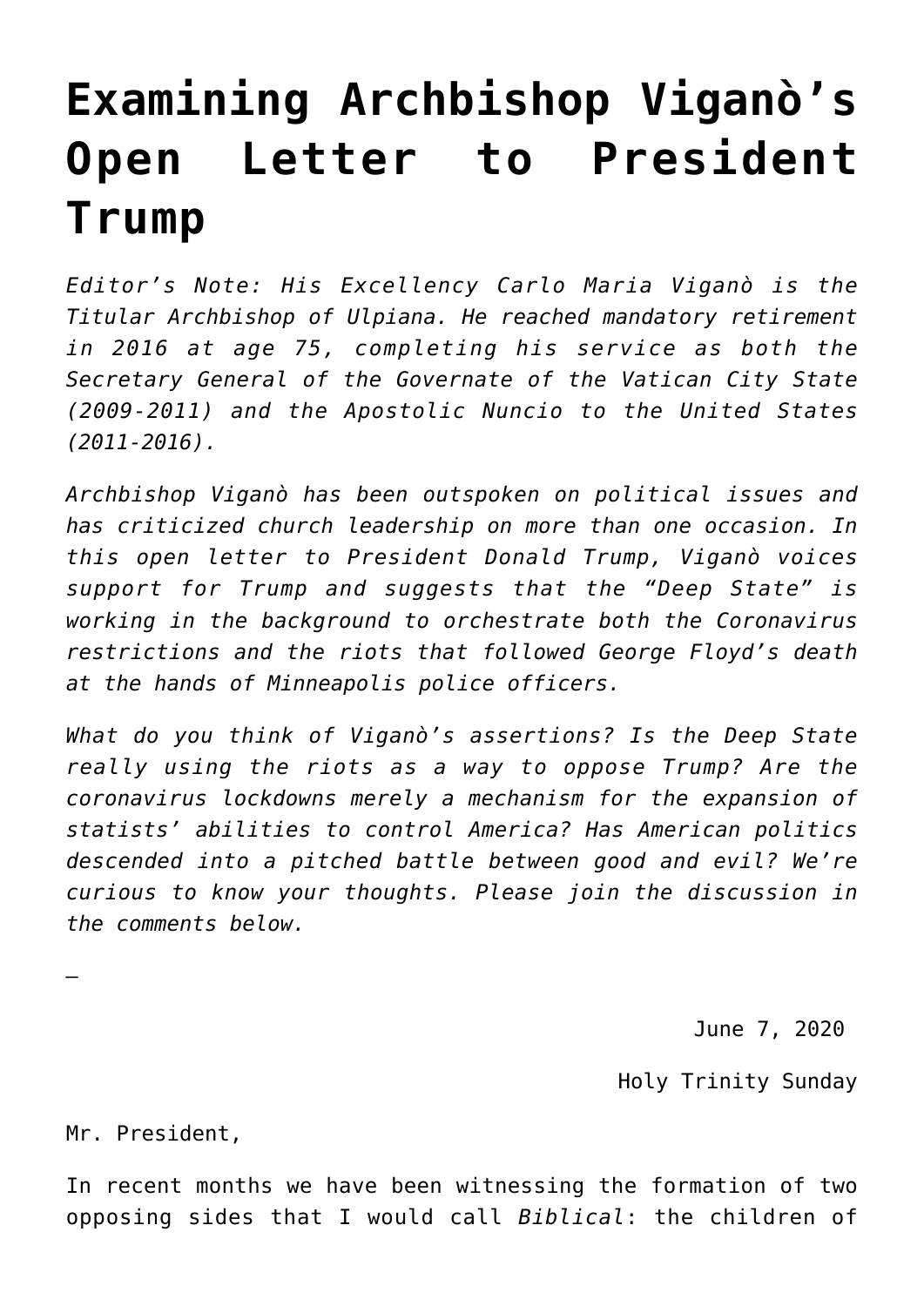# Examining Archbishop Viganò's Open Letter to President Trump

*Editor's Note: His Excellency Carlo Maria Viganò is the Titular Archbishop of Ulpiana. He reached mandatory retirement in 2016 at age 75, completing his service as both the Secretary General of the Governate of the Vatican City State (2009-2011) and the Apostolic Nuncio to the United States (2011-2016).*

*Archbishop Viganò has been outspoken on political issues and has criticized church leadership on more than one occasion. In this open letter to President Donald Trump, Viganò voices support for Trump and suggests that the "Deep State" is working in the background to orchestrate both the Coronavirus restrictions and the riots that followed George Floyd's death at the hands of Minneapolis police officers.*

*What do you think of Viganò's assertions? Is the Deep State really using the riots as a way to oppose Trump? Are the coronavirus lockdowns merely a mechanism for the expansion of statists' abilities to control America? Has American politics descended into a pitched battle between good and evil? We're curious to know your thoughts. Please join the discussion in the comments below.*

—

June 7, 2020

Holy Trinity Sunday

Mr. President,

In recent months we have been witnessing the formation of two opposing sides that I would call *Biblical*: the children of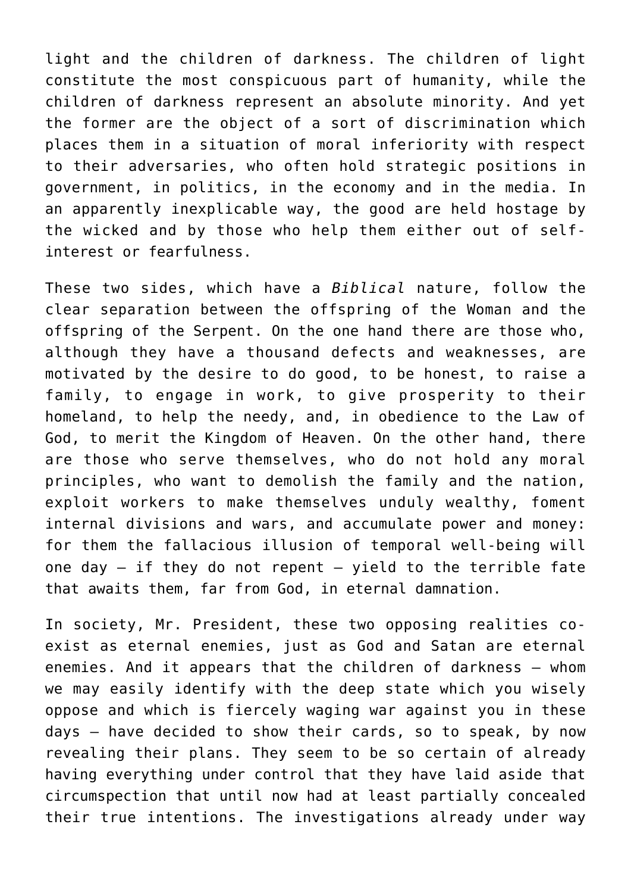light and the children of darkness. The children of light constitute the most conspicuous part of humanity, while the children of darkness represent an absolute minority. And yet the former are the object of a sort of discrimination which places them in a situation of moral inferiority with respect to their adversaries, who often hold strategic positions in government, in politics, in the economy and in the media. In an apparently inexplicable way, the good are held hostage by the wicked and by those who help them either out of self-interest or fearfulness.

These two sides, which have a *Biblical* nature, follow the clear separation between the offspring of the Woman and the offspring of the Serpent. On the one hand there are those who, although they have a thousand defects and weaknesses, are motivated by the desire to do good, to be honest, to raise a family, to engage in work, to give prosperity to their homeland, to help the needy, and, in obedience to the Law of God, to merit the Kingdom of Heaven. On the other hand, there are those who serve themselves, who do not hold any moral principles, who want to demolish the family and the nation, exploit workers to make themselves unduly wealthy, foment internal divisions and wars, and accumulate power and money: for them the fallacious illusion of temporal well-being will one day – if they do not repent – yield to the terrible fate that awaits them, far from God, in eternal damnation.

In society, Mr. President, these two opposing realities co-exist as eternal enemies, just as God and Satan are eternal enemies. And it appears that the children of darkness – whom we may easily identify with the deep state which you wisely oppose and which is fiercely waging war against you in these days – have decided to show their cards, so to speak, by now revealing their plans. They seem to be so certain of already having everything under control that they have laid aside that circumspection that until now had at least partially concealed their true intentions. The investigations already under way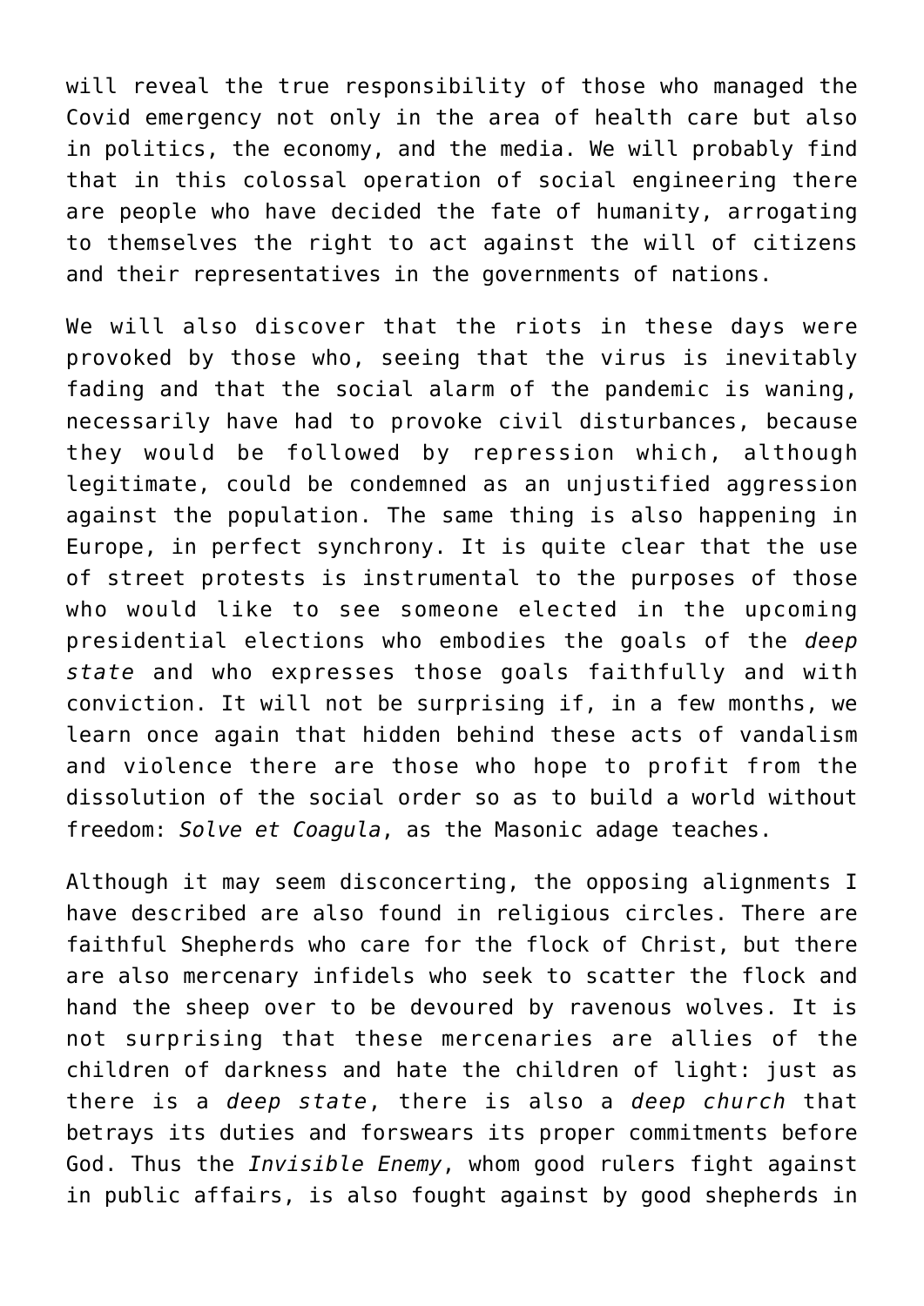will reveal the true responsibility of those who managed the Covid emergency not only in the area of health care but also in politics, the economy, and the media. We will probably find that in this colossal operation of social engineering there are people who have decided the fate of humanity, arrogating to themselves the right to act against the will of citizens and their representatives in the governments of nations.

We will also discover that the riots in these days were provoked by those who, seeing that the virus is inevitably fading and that the social alarm of the pandemic is waning, necessarily have had to provoke civil disturbances, because they would be followed by repression which, although legitimate, could be condemned as an unjustified aggression against the population. The same thing is also happening in Europe, in perfect synchrony. It is quite clear that the use of street protests is instrumental to the purposes of those who would like to see someone elected in the upcoming presidential elections who embodies the goals of the *deep state* and who expresses those goals faithfully and with conviction. It will not be surprising if, in a few months, we learn once again that hidden behind these acts of vandalism and violence there are those who hope to profit from the dissolution of the social order so as to build a world without freedom: *Solve et Coagula*, as the Masonic adage teaches.

Although it may seem disconcerting, the opposing alignments I have described are also found in religious circles. There are faithful Shepherds who care for the flock of Christ, but there are also mercenary infidels who seek to scatter the flock and hand the sheep over to be devoured by ravenous wolves. It is not surprising that these mercenaries are allies of the children of darkness and hate the children of light: just as there is a *deep state*, there is also a *deep church* that betrays its duties and forswears its proper commitments before God. Thus the *Invisible Enemy*, whom good rulers fight against in public affairs, is also fought against by good shepherds in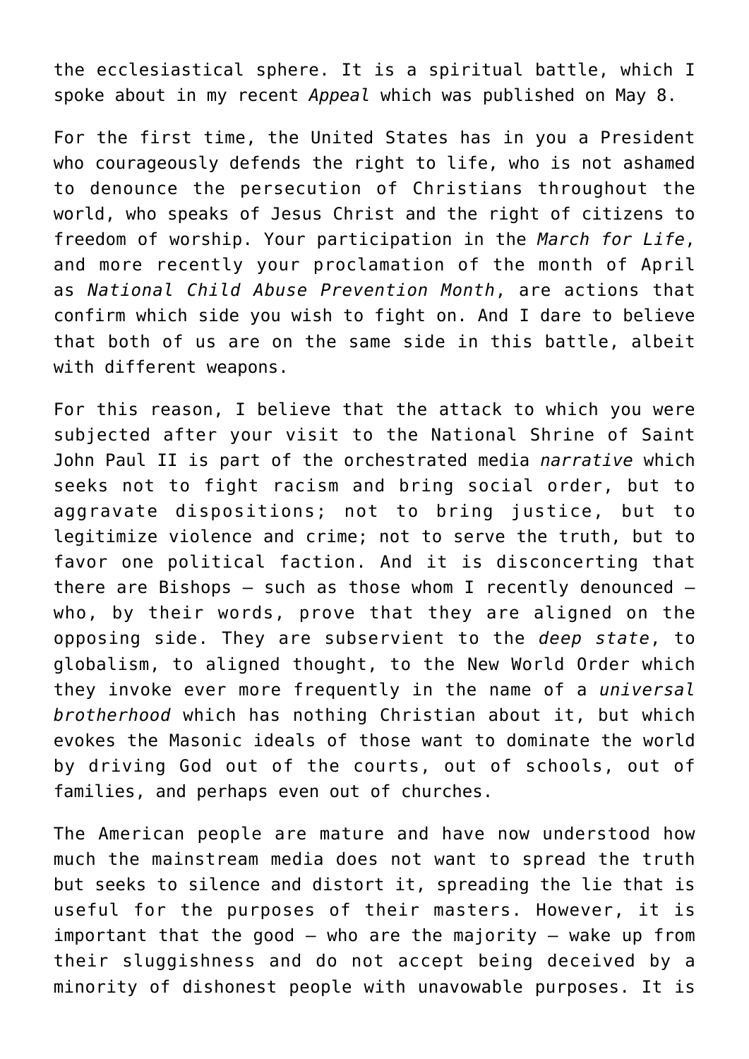the ecclesiastical sphere. It is a spiritual battle, which I spoke about in my recent *Appeal* which was published on May 8.

For the first time, the United States has in you a President who courageously defends the right to life, who is not ashamed to denounce the persecution of Christians throughout the world, who speaks of Jesus Christ and the right of citizens to freedom of worship. Your participation in the *March for Life*, and more recently your proclamation of the month of April as *National Child Abuse Prevention Month*, are actions that confirm which side you wish to fight on. And I dare to believe that both of us are on the same side in this battle, albeit with different weapons.

For this reason, I believe that the attack to which you were subjected after your visit to the National Shrine of Saint John Paul II is part of the orchestrated media *narrative* which seeks not to fight racism and bring social order, but to aggravate dispositions; not to bring justice, but to legitimize violence and crime; not to serve the truth, but to favor one political faction. And it is disconcerting that there are Bishops – such as those whom I recently denounced – who, by their words, prove that they are aligned on the opposing side. They are subservient to the *deep state*, to globalism, to aligned thought, to the New World Order which they invoke ever more frequently in the name of a *universal brotherhood* which has nothing Christian about it, but which evokes the Masonic ideals of those want to dominate the world by driving God out of the courts, out of schools, out of families, and perhaps even out of churches.

The American people are mature and have now understood how much the mainstream media does not want to spread the truth but seeks to silence and distort it, spreading the lie that is useful for the purposes of their masters. However, it is important that the good – who are the majority – wake up from their sluggishness and do not accept being deceived by a minority of dishonest people with unavowable purposes. It is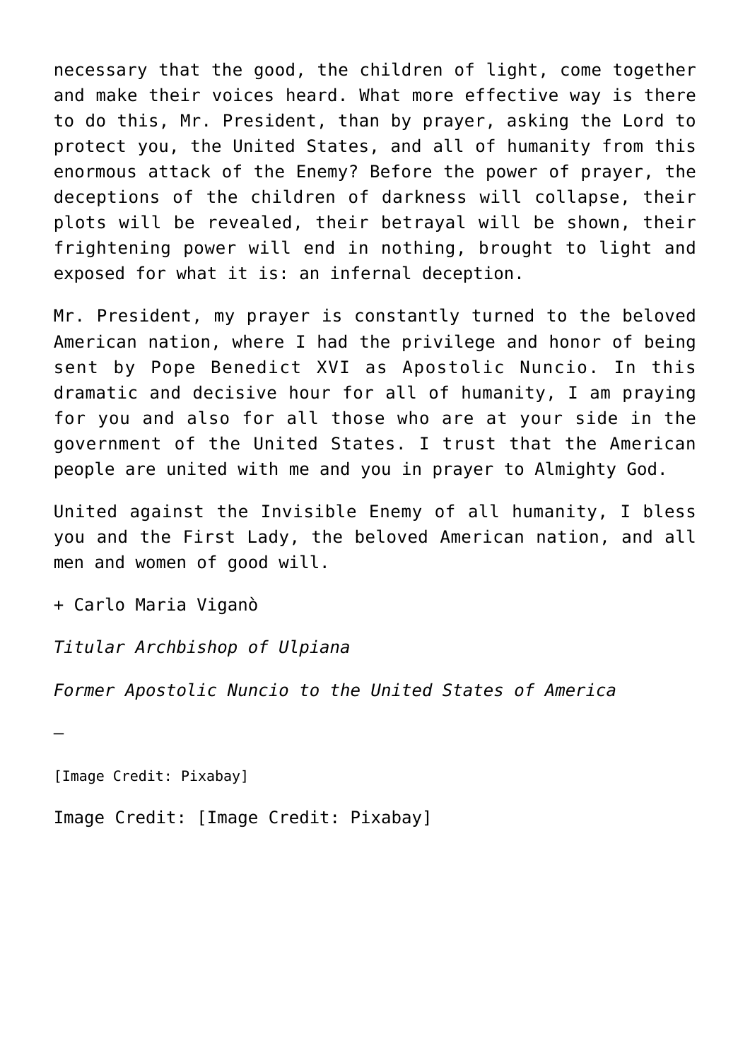necessary that the good, the children of light, come together and make their voices heard. What more effective way is there to do this, Mr. President, than by prayer, asking the Lord to protect you, the United States, and all of humanity from this enormous attack of the Enemy? Before the power of prayer, the deceptions of the children of darkness will collapse, their plots will be revealed, their betrayal will be shown, their frightening power will end in nothing, brought to light and exposed for what it is: an infernal deception.

Mr. President, my prayer is constantly turned to the beloved American nation, where I had the privilege and honor of being sent by Pope Benedict XVI as Apostolic Nuncio. In this dramatic and decisive hour for all of humanity, I am praying for you and also for all those who are at your side in the government of the United States. I trust that the American people are united with me and you in prayer to Almighty God.

United against the Invisible Enemy of all humanity, I bless you and the First Lady, the beloved American nation, and all men and women of good will.

+ Carlo Maria Viganò

*Titular Archbishop of Ulpiana*

*Former Apostolic Nuncio to the United States of America*

—

[Image Credit: Pixabay]

Image Credit: [Image Credit: Pixabay]